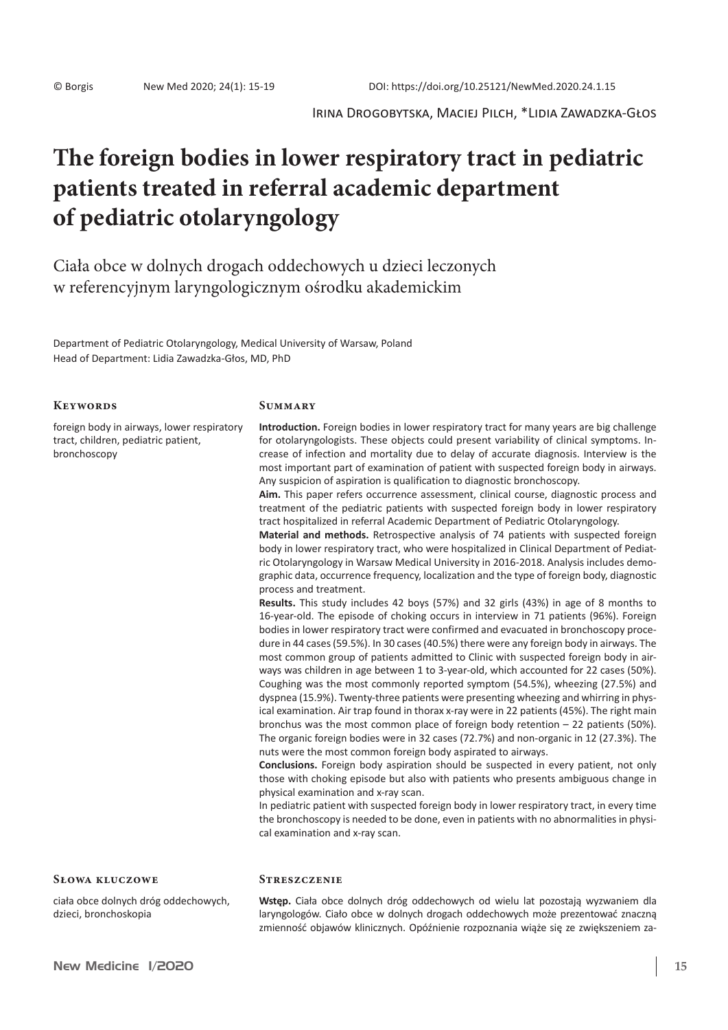© Borgis New Med 2020; 24(1): 15-19 DOI: https://doi.org/10.25121/NewMed.2020.24.1.15

Irina Drogobytska, Maciej Pilch, *Lidia Zawadzka-Głos

# The foreign bodies in lower respiratory tract in pediatric patients treated in referral academic department of pediatric otolaryngology

Ciała obce w dolnych drogach oddechowych u dzieci leczonych w referencyjnym laryngologicznym ośrodku akademickim

Department of Pediatric Otolaryngology, Medical University of Warsaw, Poland
Head of Department: Lidia Zawadzka-Głos, MD, PhD

## Keywords

foreign body in airways, lower respiratory tract, children, pediatric patient, bronchoscopy

## Summary

**Introduction.** Foreign bodies in lower respiratory tract for many years are big challenge for otolaryngologists. These objects could present variability of clinical symptoms. Increase of infection and mortality due to delay of accurate diagnosis. Interview is the most important part of examination of patient with suspected foreign body in airways. Any suspicion of aspiration is qualification to diagnostic bronchoscopy.

**Aim.** This paper refers occurrence assessment, clinical course, diagnostic process and treatment of the pediatric patients with suspected foreign body in lower respiratory tract hospitalized in referral Academic Department of Pediatric Otolaryngology.

**Material and methods.** Retrospective analysis of 74 patients with suspected foreign body in lower respiratory tract, who were hospitalized in Clinical Department of Pediatric Otolaryngology in Warsaw Medical University in 2016-2018. Analysis includes demographic data, occurrence frequency, localization and the type of foreign body, diagnostic process and treatment.

**Results.** This study includes 42 boys (57%) and 32 girls (43%) in age of 8 months to 16-year-old. The episode of choking occurs in interview in 71 patients (96%). Foreign bodies in lower respiratory tract were confirmed and evacuated in bronchoscopy procedure in 44 cases (59.5%). In 30 cases (40.5%) there were any foreign body in airways. The most common group of patients admitted to Clinic with suspected foreign body in airways was children in age between 1 to 3-year-old, which accounted for 22 cases (50%). Coughing was the most commonly reported symptom (54.5%), wheezing (27.5%) and dyspnea (15.9%). Twenty-three patients were presenting wheezing and whirring in physical examination. Air trap found in thorax x-ray were in 22 patients (45%). The right main bronchus was the most common place of foreign body retention – 22 patients (50%). The organic foreign bodies were in 32 cases (72.7%) and non-organic in 12 (27.3%). The nuts were the most common foreign body aspirated to airways.

**Conclusions.** Foreign body aspiration should be suspected in every patient, not only those with choking episode but also with patients who presents ambiguous change in physical examination and x-ray scan.

In pediatric patient with suspected foreign body in lower respiratory tract, in every time the bronchoscopy is needed to be done, even in patients with no abnormalities in physical examination and x-ray scan.

## Słowa kluczowe

ciała obce dolnych dróg oddechowych, dzieci, bronchoskopia

## Streszczenie

**Wstęp.** Ciała obce dolnych dróg oddechowych od wielu lat pozostają wyzwaniem dla laryngologów. Ciało obce w dolnych drogach oddechowych może prezentować znaczną zmienność objawów klinicznych. Opóźnienie rozpoznania wiąże się ze zwiększeniem za-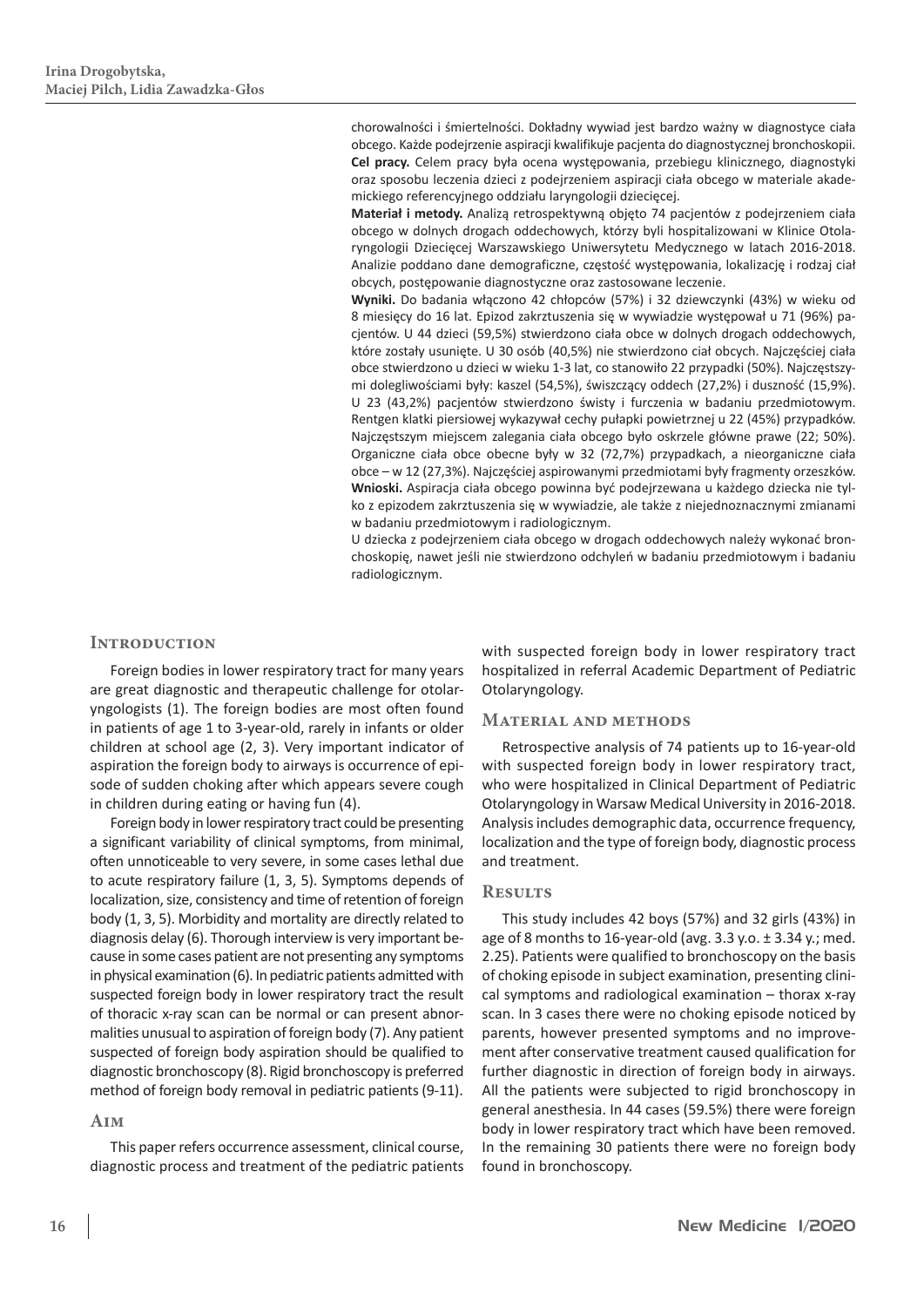chorowalności i śmiertelności. Dokładny wywiad jest bardzo ważny w diagnostyce ciała obcego. Każde podejrzenie aspiracji kwalifikuje pacjenta do diagnostycznej bronchoskopii.

**Cel pracy.** Celem pracy była ocena występowania, przebiegu klinicznego, diagnostyki oraz sposobu leczenia dzieci z podejrzeniem aspiracji ciała obcego w materiale akademickiego referencyjnego oddziału laryngologii dziecięcej.

**Materiał i metody.** Analizą retrospektywną objęto 74 pacjentów z podejrzeniem ciała obcego w dolnych drogach oddechowych, którzy byli hospitalizowani w Klinice Otolaryngologii Dziecięcej Warszawskiego Uniwersytetu Medycznego w latach 2016-2018. Analizie poddano dane demograficzne, częstość występowania, lokalizację i rodzaj ciał obcych, postępowanie diagnostyczne oraz zastosowane leczenie.

**Wyniki.** Do badania włączono 42 chłopców (57%) i 32 dziewczynki (43%) w wieku od 8 miesięcy do 16 lat. Epizod zakrztuszenia się w wywiadzie występował u 71 (96%) pacjentów. U 44 dzieci (59,5%) stwierdzono ciała obce w dolnych drogach oddechowych, które zostały usunięte. U 30 osób (40,5%) nie stwierdzono ciał obcych. Najczęściej ciała obce stwierdzono u dzieci w wieku 1-3 lat, co stanowiło 22 przypadki (50%). Najczęstszymi dolegliwościami były: kaszel (54,5%), świszczący oddech (27,2%) i duszność (15,9%). U 23 (43,2%) pacjentów stwierdzono świsty i furczenia w badaniu przedmiotowym. Rentgen klatki piersiowej wykazywał cechy pułapki powietrznej u 22 (45%) przypadków. Najczęstszym miejscem zalegania ciała obcego było oskrzele główne prawe (22; 50%). Organiczne ciała obce obecne były w 32 (72,7%) przypadkach, a nieorganiczne ciała obce – w 12 (27,3%). Najczęściej aspirowanymi przedmiotami były fragmenty orzeszków.

**Wnioski.** Aspiracja ciała obcego powinna być podejrzewana u każdego dziecka nie tylko z epizodem zakrztuszenia się w wywiadzie, ale także z niejednoznacznymi zmianami w badaniu przedmiotowym i radiologicznym.

U dziecka z podejrzeniem ciała obcego w drogach oddechowych należy wykonać bronchoskopię, nawet jeśli nie stwierdzono odchyleń w badaniu przedmiotowym i badaniu radiologicznym.

## Introduction

Foreign bodies in lower respiratory tract for many years are great diagnostic and therapeutic challenge for otolaryngologists (1). The foreign bodies are most often found in patients of age 1 to 3-year-old, rarely in infants or older children at school age (2, 3). Very important indicator of aspiration the foreign body to airways is occurrence of episode of sudden choking after which appears severe cough in children during eating or having fun (4).

Foreign body in lower respiratory tract could be presenting a significant variability of clinical symptoms, from minimal, often unnoticeable to very severe, in some cases lethal due to acute respiratory failure (1, 3, 5). Symptoms depends of localization, size, consistency and time of retention of foreign body (1, 3, 5). Morbidity and mortality are directly related to diagnosis delay (6). Thorough interview is very important because in some cases patient are not presenting any symptoms in physical examination (6). In pediatric patients admitted with suspected foreign body in lower respiratory tract the result of thoracic x-ray scan can be normal or can present abnormalities unusual to aspiration of foreign body (7). Any patient suspected of foreign body aspiration should be qualified to diagnostic bronchoscopy (8). Rigid bronchoscopy is preferred method of foreign body removal in pediatric patients (9-11).

## Aim

This paper refers occurrence assessment, clinical course, diagnostic process and treatment of the pediatric patients with suspected foreign body in lower respiratory tract hospitalized in referral Academic Department of Pediatric Otolaryngology.

## Material and methods

Retrospective analysis of 74 patients up to 16-year-old with suspected foreign body in lower respiratory tract, who were hospitalized in Clinical Department of Pediatric Otolaryngology in Warsaw Medical University in 2016-2018. Analysis includes demographic data, occurrence frequency, localization and the type of foreign body, diagnostic process and treatment.

## Results

This study includes 42 boys (57%) and 32 girls (43%) in age of 8 months to 16-year-old (avg. 3.3 y.o. ± 3.34 y.; med. 2.25). Patients were qualified to bronchoscopy on the basis of choking episode in subject examination, presenting clinical symptoms and radiological examination – thorax x-ray scan. In 3 cases there were no choking episode noticed by parents, however presented symptoms and no improvement after conservative treatment caused qualification for further diagnostic in direction of foreign body in airways. All the patients were subjected to rigid bronchoscopy in general anesthesia. In 44 cases (59.5%) there were foreign body in lower respiratory tract which have been removed. In the remaining 30 patients there were no foreign body found in bronchoscopy.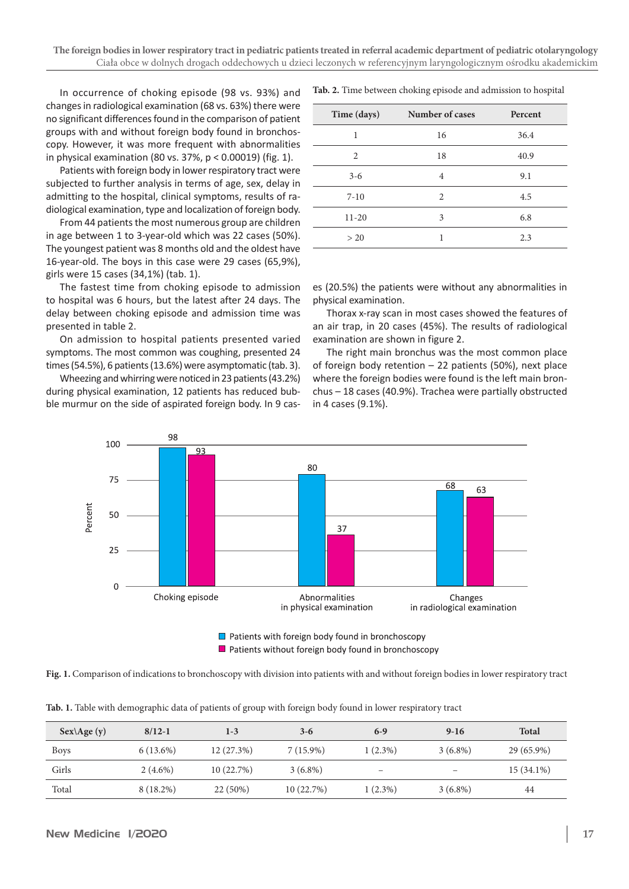In occurrence of choking episode (98 vs. 93%) and changes in radiological examination (68 vs. 63%) there were no significant differences found in the comparison of patient groups with and without foreign body found in bronchoscopy. However, it was more frequent with abnormalities in physical examination (80 vs. 37%, $p < 0.00019$) (fig. 1).

Patients with foreign body in lower respiratory tract were subjected to further analysis in terms of age, sex, delay in admitting to the hospital, clinical symptoms, results of radiological examination, type and localization of foreign body.

From 44 patients the most numerous group are children in age between 1 to 3-year-old which was 22 cases (50%). The youngest patient was 8 months old and the oldest have 16-year-old. The boys in this case were 29 cases (65,9%), girls were 15 cases (34,1%) (tab. 1).

The fastest time from choking episode to admission to hospital was 6 hours, but the latest after 24 days. The delay between choking episode and admission time was presented in table 2.

On admission to hospital patients presented varied symptoms. The most common was coughing, presented 24 times (54.5%), 6 patients (13.6%) were asymptomatic (tab. 3).

Wheezing and whirring were noticed in 23 patients (43.2%) during physical examination, 12 patients has reduced bubble murmur on the side of aspirated foreign body. In 9 cases (20.5%) the patients were without any abnormalities in physical examination.

**Tab. 2.** Time between choking episode and admission to hospital

| Time (days) | Number of cases | Percent |
|---|---|---|
| 1 | 16 | 36.4 |
| 2 | 18 | 40.9 |
| 3-6 | 4 | 9.1 |
| 7-10 | 2 | 4.5 |
| 11-20 | 3 | 6.8 |
| > 20 | 1 | 2.3 |

Thorax x-ray scan in most cases showed the features of an air trap, in 20 cases (45%). The results of radiological examination are shown in figure 2.

The right main bronchus was the most common place of foreign body retention – 22 patients (50%), next place where the foreign bodies were found is the left main bronchus – 18 cases (40.9%). Trachea were partially obstructed in 4 cases (9.1%).

**Fig. 1.** Comparison of indications to bronchoscopy with division into patients with and without foreign bodies in lower respiratory tract

**Tab. 1.** Table with demographic data of patients of group with foreign body found in lower respiratory tract

| Sex\Age (y) | 8/12-1 | 1-3 | 3-6 | 6-9 | 9-16 | Total |
|---|---|---|---|---|---|---|
| Boys | 6 (13.6%) | 12 (27.3%) | 7 (15.9%) | 1 (2.3%) | 3 (6.8%) | 29 (65.9%) |
| Girls | 2 (4.6%) | 10 (22.7%) | 3 (6.8%) | – | – | 15 (34.1%) |
| Total | 8 (18.2%) | 22 (50%) | 10 (22.7%) | 1 (2.3%) | 3 (6.8%) | 44 |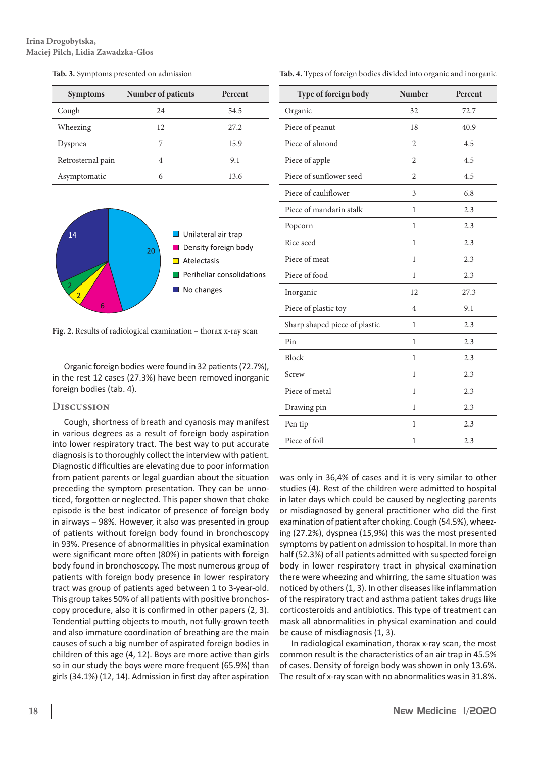**Tab. 3.** Symptoms presented on admission

| Symptoms | Number of patients | Percent |
|---|---|---|
| Cough | 24 | 54.5 |
| Wheezing | 12 | 27.2 |
| Dyspnea | 7 | 15.9 |
| Retrosternal pain | 4 | 9.1 |
| Asymptomatic | 6 | 13.6 |

**Fig. 2.** Results of radiological examination – thorax x-ray scan

Organic foreign bodies were found in 32 patients (72.7%), in the rest 12 cases (27.3%) have been removed inorganic foreign bodies (tab. 4).

**Tab. 4.** Types of foreign bodies divided into organic and inorganic

| Type of foreign body | Number | Percent |
|---|---|---|
| Organic | 32 | 72.7 |
| Piece of peanut | 18 | 40.9 |
| Piece of almond | 2 | 4.5 |
| Piece of apple | 2 | 4.5 |
| Piece of sunflower seed | 2 | 4.5 |
| Piece of cauliflower | 3 | 6.8 |
| Piece of mandarin stalk | 1 | 2.3 |
| Popcorn | 1 | 2.3 |
| Rice seed | 1 | 2.3 |
| Piece of meat | 1 | 2.3 |
| Piece of food | 1 | 2.3 |
| Inorganic | 12 | 27.3 |
| Piece of plastic toy | 4 | 9.1 |
| Sharp shaped piece of plastic | 1 | 2.3 |
| Pin | 1 | 2.3 |
| Block | 1 | 2.3 |
| Screw | 1 | 2.3 |
| Piece of metal | 1 | 2.3 |
| Drawing pin | 1 | 2.3 |
| Pen tip | 1 | 2.3 |
| Piece of foil | 1 | 2.3 |

## Discussion

Cough, shortness of breath and cyanosis may manifest in various degrees as a result of foreign body aspiration into lower respiratory tract. The best way to put accurate diagnosis is to thoroughly collect the interview with patient. Diagnostic difficulties are elevating due to poor information from patient parents or legal guardian about the situation preceding the symptom presentation. They can be unnoticed, forgotten or neglected. This paper shown that choke episode is the best indicator of presence of foreign body in airways – 98%. However, it also was presented in group of patients without foreign body found in bronchoscopy in 93%. Presence of abnormalities in physical examination were significant more often (80%) in patients with foreign body found in bronchoscopy. The most numerous group of patients with foreign body presence in lower respiratory tract was group of patients aged between 1 to 3-year-old. This group takes 50% of all patients with positive bronchoscopy procedure, also it is confirmed in other papers (2, 3). Tendential putting objects to mouth, not fully-grown teeth and also immature coordination of breathing are the main causes of such a big number of aspirated foreign bodies in children of this age (4, 12). Boys are more active than girls so in our study the boys were more frequent (65.9%) than girls (34.1%) (12, 14). Admission in first day after aspiration was only in 36,4% of cases and it is very similar to other studies (4). Rest of the children were admitted to hospital in later days which could be caused by neglecting parents or misdiagnosed by general practitioner who did the first examination of patient after choking. Cough (54.5%), wheezing (27.2%), dyspnea (15,9%) this was the most presented symptoms by patient on admission to hospital. In more than half (52.3%) of all patients admitted with suspected foreign body in lower respiratory tract in physical examination there were wheezing and whirring, the same situation was noticed by others (1, 3). In other diseases like inflammation of the respiratory tract and asthma patient takes drugs like corticosteroids and antibiotics. This type of treatment can mask all abnormalities in physical examination and could be cause of misdiagnosis (1, 3).

In radiological examination, thorax x-ray scan, the most common result is the characteristics of an air trap in 45.5% of cases. Density of foreign body was shown in only 13.6%. The result of x-ray scan with no abnormalities was in 31.8%.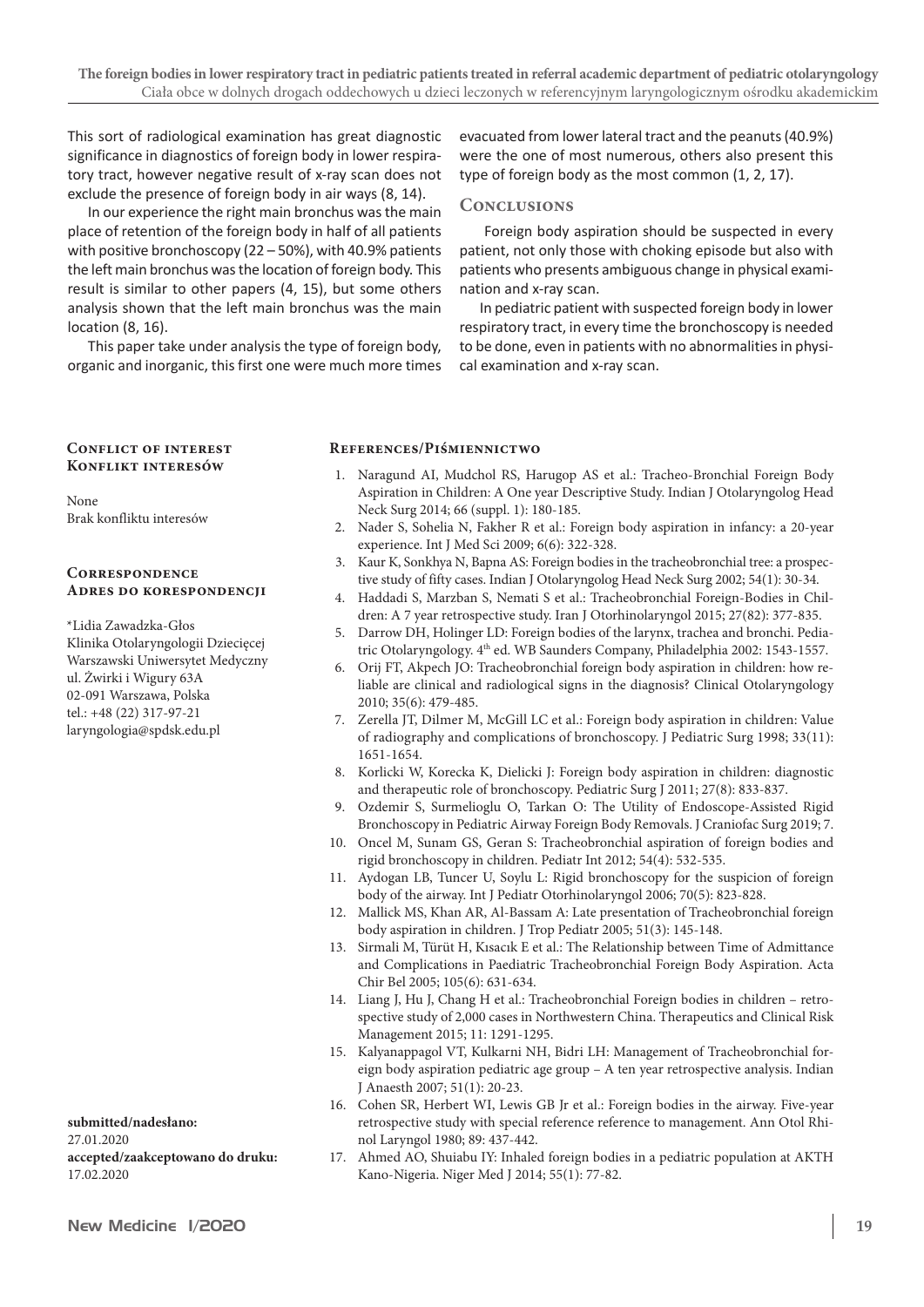This sort of radiological examination has great diagnostic significance in diagnostics of foreign body in lower respiratory tract, however negative result of x-ray scan does not exclude the presence of foreign body in air ways (8, 14).

In our experience the right main bronchus was the main place of retention of the foreign body in half of all patients with positive bronchoscopy (22 – 50%), with 40.9% patients the left main bronchus was the location of foreign body. This result is similar to other papers (4, 15), but some others analysis shown that the left main bronchus was the main location (8, 16).

This paper take under analysis the type of foreign body, organic and inorganic, this first one were much more times evacuated from lower lateral tract and the peanuts (40.9%) were the one of most numerous, others also present this type of foreign body as the most common (1, 2, 17).

## Conclusions

Foreign body aspiration should be suspected in every patient, not only those with choking episode but also with patients who presents ambiguous change in physical examination and x-ray scan.

In pediatric patient with suspected foreign body in lower respiratory tract, in every time the bronchoscopy is needed to be done, even in patients with no abnormalities in physical examination and x-ray scan.

**Conflict of interest**
**Konflikt interesów**

None
Brak konfliktu interesów

**Correspondence**
**Adres do korespondencji**

*Lidia Zawadzka-Głos
Klinika Otolaryngologii Dziecięcej
Warszawski Uniwersytet Medyczny
ul. Żwirki i Wigury 63A
02-091 Warszawa, Polska
tel.: +48 (22) 317-97-21
laryngologia@spdsk.edu.pl

**submitted/nadesłano:**
27.01.2020
**accepted/zaakceptowano do druku:**
17.02.2020

## References/Piśmiennictwo

1. Naragund AI, Mudchol RS, Harugop AS et al.: Tracheo-Bronchial Foreign Body Aspiration in Children: A One year Descriptive Study. Indian J Otolaryngolog Head Neck Surg 2014; 66 (suppl. 1): 180-185.
2. Nader S, Sohelia N, Fakher R et al.: Foreign body aspiration in infancy: a 20-year experience. Int J Med Sci 2009; 6(6): 322-328.
3. Kaur K, Sonkhya N, Bapna AS: Foreign bodies in the tracheobronchial tree: a prospective study of fifty cases. Indian J Otolaryngolog Head Neck Surg 2002; 54(1): 30-34.
4. Haddadi S, Marzban S, Nemati S et al.: Tracheobronchial Foreign-Bodies in Children: A 7 year retrospective study. Iran J Otorhinolaryngol 2015; 27(82): 377-835.
5. Darrow DH, Holinger LD: Foreign bodies of the larynx, trachea and bronchi. Pediatric Otolaryngology. 4th ed. WB Saunders Company, Philadelphia 2002: 1543-1557.
6. Orij FT, Akpech JO: Tracheobronchial foreign body aspiration in children: how reliable are clinical and radiological signs in the diagnosis? Clinical Otolaryngology 2010; 35(6): 479-485.
7. Zerella JT, Dilmer M, McGill LC et al.: Foreign body aspiration in children: Value of radiography and complications of bronchoscopy. J Pediatric Surg 1998; 33(11): 1651-1654.
8. Korlicki W, Korecka K, Dielicki J: Foreign body aspiration in children: diagnostic and therapeutic role of bronchoscopy. Pediatric Surg J 2011; 27(8): 833-837.
9. Ozdemir S, Surmelioglu O, Tarkan O: The Utility of Endoscope-Assisted Rigid Bronchoscopy in Pediatric Airway Foreign Body Removals. J Craniofac Surg 2019; 7.
10. Oncel M, Sunam GS, Geran S: Tracheobronchial aspiration of foreign bodies and rigid bronchoscopy in children. Pediatr Int 2012; 54(4): 532-535.
11. Aydogan LB, Tuncer U, Soylu L: Rigid bronchoscopy for the suspicion of foreign body of the airway. Int J Pediatr Otorhinolaryngol 2006; 70(5): 823-828.
12. Mallick MS, Khan AR, Al-Bassam A: Late presentation of Tracheobronchial foreign body aspiration in children. J Trop Pediatr 2005; 51(3): 145-148.
13. Sirmali M, Türüt H, Kısacık E et al.: The Relationship between Time of Admittance and Complications in Paediatric Tracheobronchial Foreign Body Aspiration. Acta Chir Bel 2005; 105(6): 631-634.
14. Liang J, Hu J, Chang H et al.: Tracheobronchial Foreign bodies in children – retrospective study of 2,000 cases in Northwestern China. Therapeutics and Clinical Risk Management 2015; 11: 1291-1295.
15. Kalyanappagol VT, Kulkarni NH, Bidri LH: Management of Tracheobronchial foreign body aspiration pediatric age group – A ten year retrospective analysis. Indian J Anaesth 2007; 51(1): 20-23.
16. Cohen SR, Herbert WI, Lewis GB Jr et al.: Foreign bodies in the airway. Five-year retrospective study with special reference reference to management. Ann Otol Rhinol Laryngol 1980; 89: 437-442.
17. Ahmed AO, Shuiabu IY: Inhaled foreign bodies in a pediatric population at AKTH Kano-Nigeria. Niger Med J 2014; 55(1): 77-82.